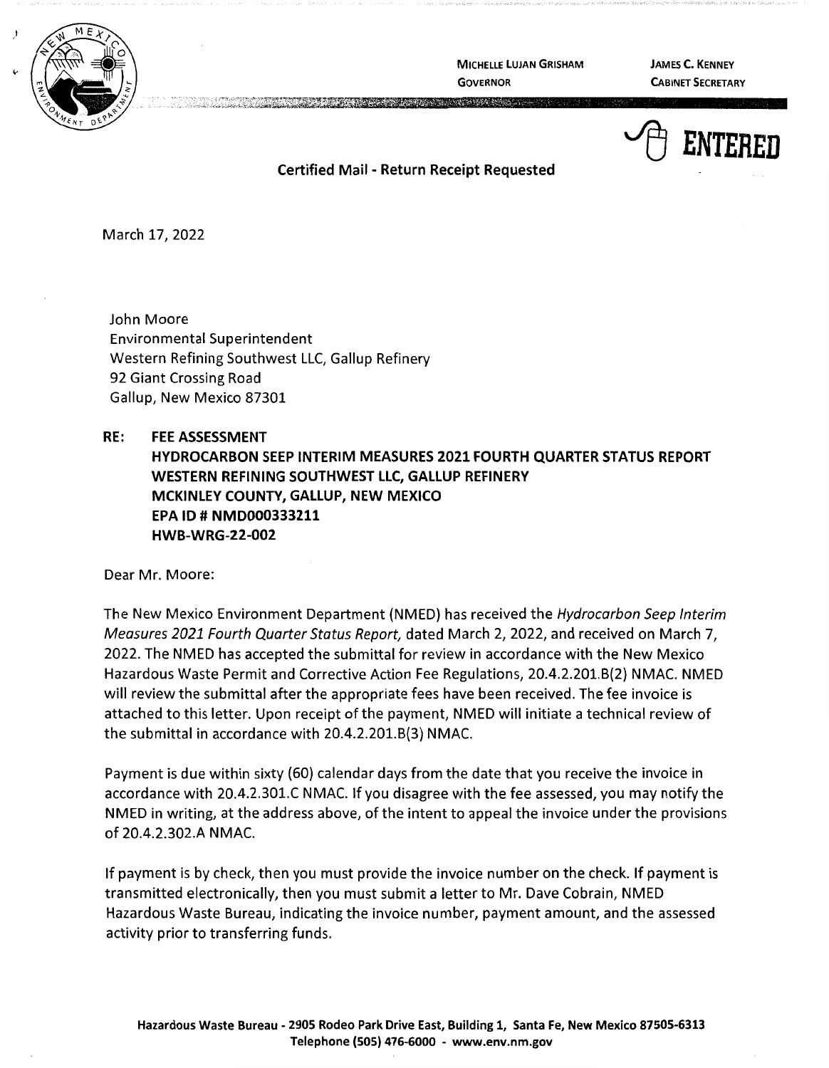MICHELLE LUJAN GRISHAM
GOVERNOR

JAMES C. KENNEY
CABINET SECRETARY

ENTERED

**Certified Mail - Return Receipt Requested**

March 17, 2022

John Moore
Environmental Superintendent
Western Refining Southwest LLC, Gallup Refinery
92 Giant Crossing Road
Gallup, New Mexico 87301

**RE: FEE ASSESSMENT
HYDROCARBON SEEP INTERIM MEASURES 2021 FOURTH QUARTER STATUS REPORT
WESTERN REFINING SOUTHWEST LLC, GALLUP REFINERY
MCKINLEY COUNTY, GALLUP, NEW MEXICO
EPA ID # NMD000333211
HWB-WRG-22-002**

Dear Mr. Moore:

The New Mexico Environment Department (NMED) has received the *Hydrocarbon Seep Interim Measures 2021 Fourth Quarter Status Report,* dated March 2, 2022, and received on March 7, 2022. The NMED has accepted the submittal for review in accordance with the New Mexico Hazardous Waste Permit and Corrective Action Fee Regulations, 20.4.2.201.B(2) NMAC. NMED will review the submittal after the appropriate fees have been received. The fee invoice is attached to this letter. Upon receipt of the payment, NMED will initiate a technical review of the submittal in accordance with 20.4.2.201.B(3) NMAC.

Payment is due within sixty (60) calendar days from the date that you receive the invoice in accordance with 20.4.2.301.C NMAC. If you disagree with the fee assessed, you may notify the NMED in writing, at the address above, of the intent to appeal the invoice under the provisions of 20.4.2.302.A NMAC.

If payment is by check, then you must provide the invoice number on the check. If payment is transmitted electronically, then you must submit a letter to Mr. Dave Cobrain, NMED Hazardous Waste Bureau, indicating the invoice number, payment amount, and the assessed activity prior to transferring funds.

**Hazardous Waste Bureau - 2905 Rodeo Park Drive East, Building 1, Santa Fe, New Mexico 87505-6313
Telephone (505) 476-6000 - www.env.nm.gov**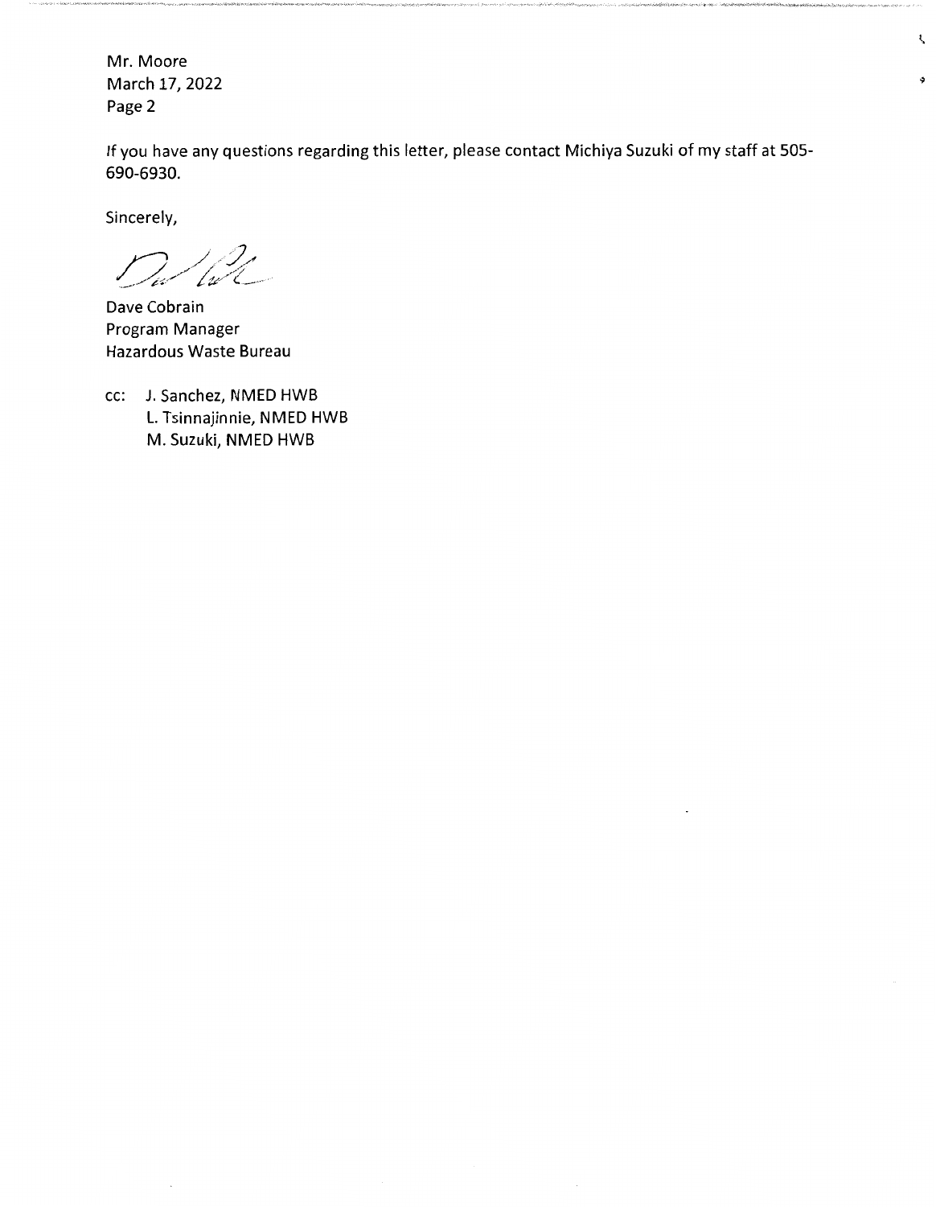If you have any questions regarding this letter, please contact Michiya Suzuki of my staff at 505-690-6930.

Sincerely,

Dave Cobrain
Program Manager
Hazardous Waste Bureau

cc: J. Sanchez, NMED HWB
L. Tsinnajinnie, NMED HWB
M. Suzuki, NMED HWB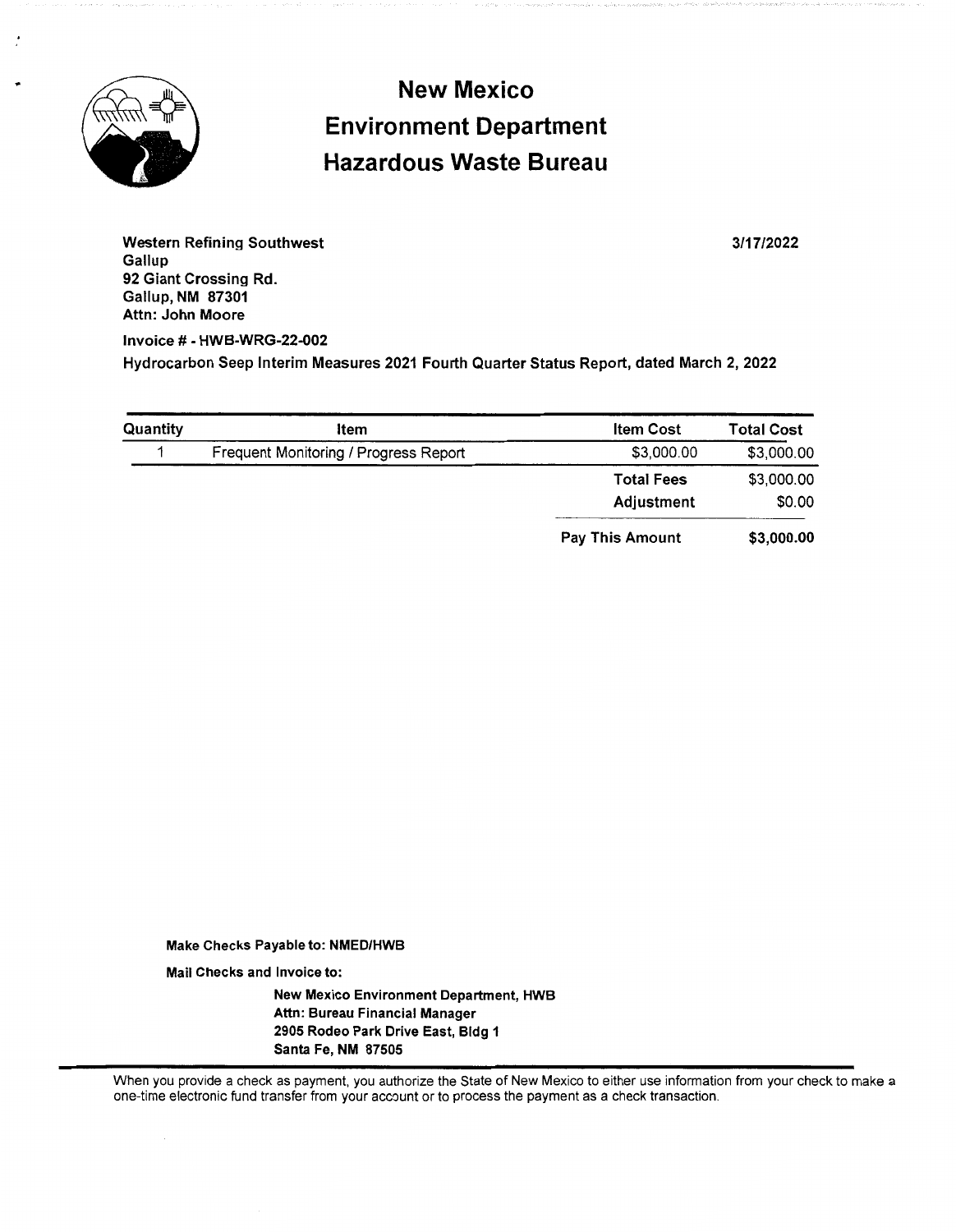# New Mexico Environment Department Hazardous Waste Bureau

**Western Refining Southwest**
**Gallup**
**92 Giant Crossing Rd.**
**Gallup, NM 87301**
**Attn: John Moore**

**3/17/2022**

**Invoice # - HWB-WRG-22-002**

**Hydrocarbon Seep Interim Measures 2021 Fourth Quarter Status Report, dated March 2, 2022**

| Quantity | Item | Item Cost | Total Cost |
|---|---|---|---|
| 1 | Frequent Monitoring / Progress Report | $3,000.00 | $3,000.00 |
| | | **Total Fees** | $3,000.00 |
| | | **Adjustment** | $0.00 |
| | | **Pay This Amount** | **$3,000.00** |

**Make Checks Payable to: NMED/HWB**

**Mail Checks and Invoice to:**

**New Mexico Environment Department, HWB**
**Attn: Bureau Financial Manager**
**2905 Rodeo Park Drive East, Bldg 1**
**Santa Fe, NM 87505**

When you provide a check as payment, you authorize the State of New Mexico to either use information from your check to make a one-time electronic fund transfer from your account or to process the payment as a check transaction.